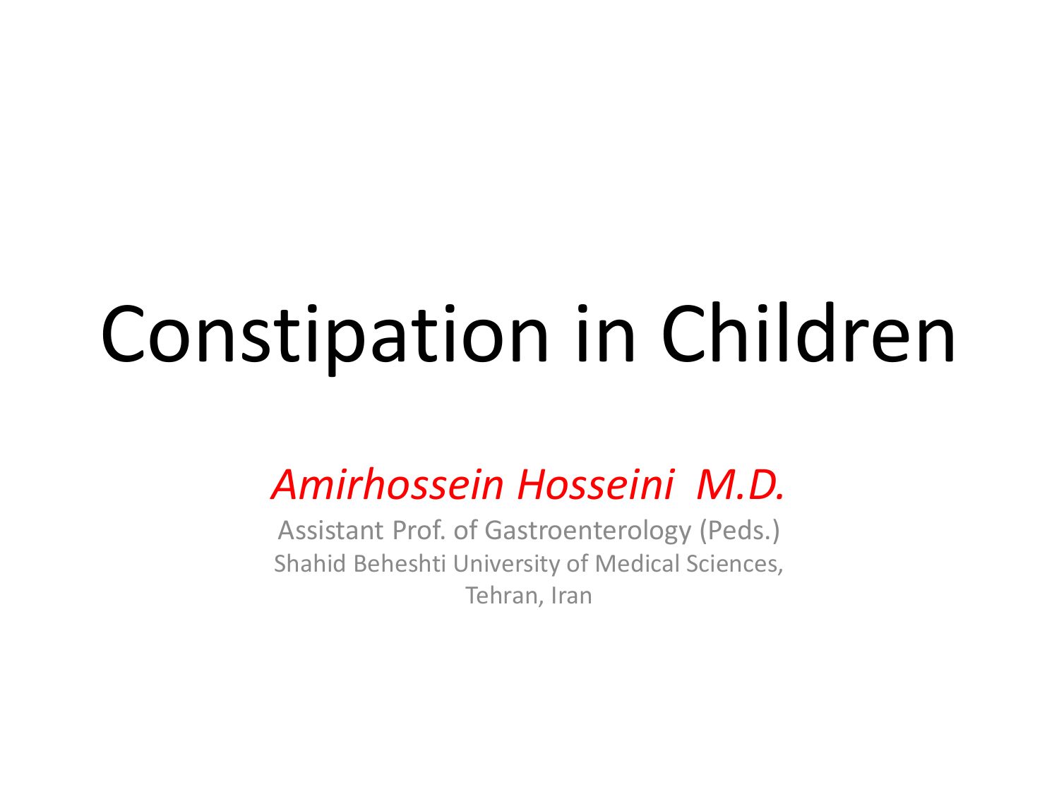# Constipation in Children

*Amirhossein Hosseini M.D.*

Assistant Prof. of Gastroenterology (Peds.)
Shahid Beheshti University of Medical Sciences,
Tehran, Iran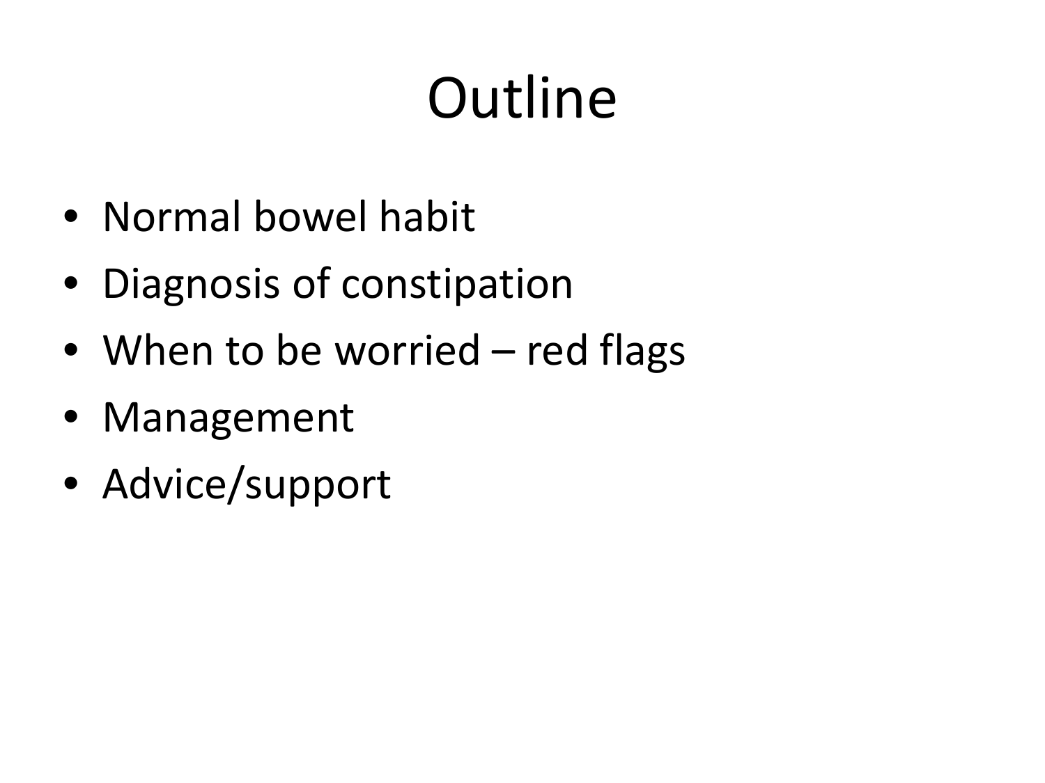# Outline

- Normal bowel habit
- Diagnosis of constipation
- When to be worried – red flags
- Management
- Advice/support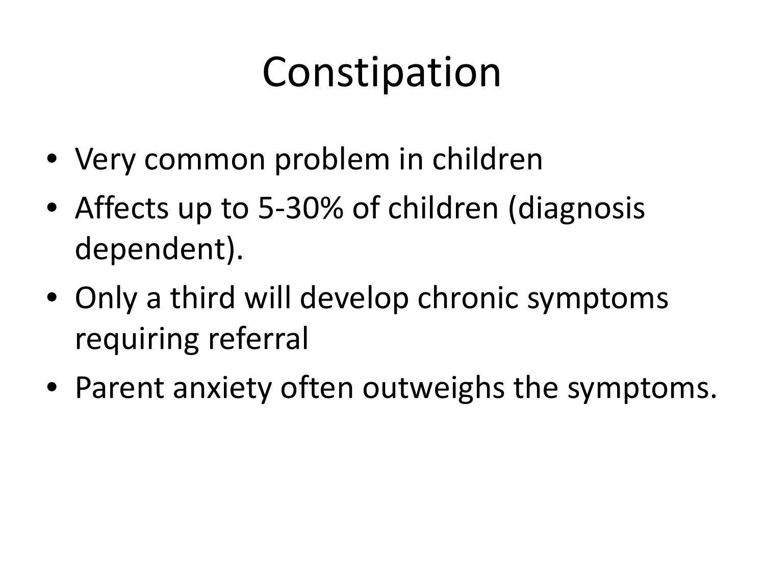# Constipation

- Very common problem in children
- Affects up to 5-30% of children (diagnosis dependent).
- Only a third will develop chronic symptoms requiring referral
- Parent anxiety often outweighs the symptoms.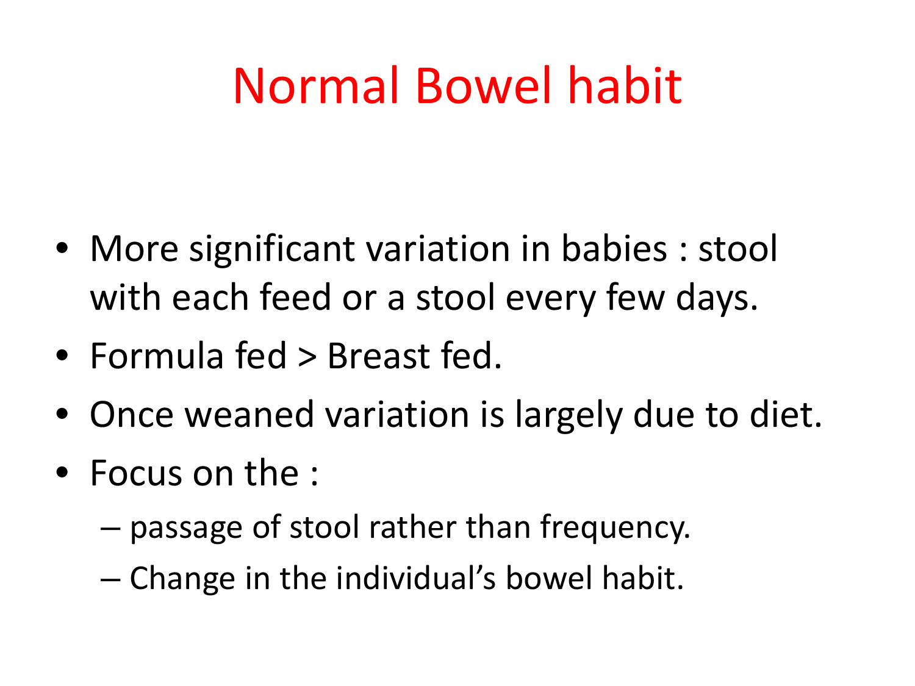# Normal Bowel habit

- More significant variation in babies : stool with each feed or a stool every few days.
- Formula fed > Breast fed.
- Once weaned variation is largely due to diet.
- Focus on the :
  - passage of stool rather than frequency.
  - Change in the individual's bowel habit.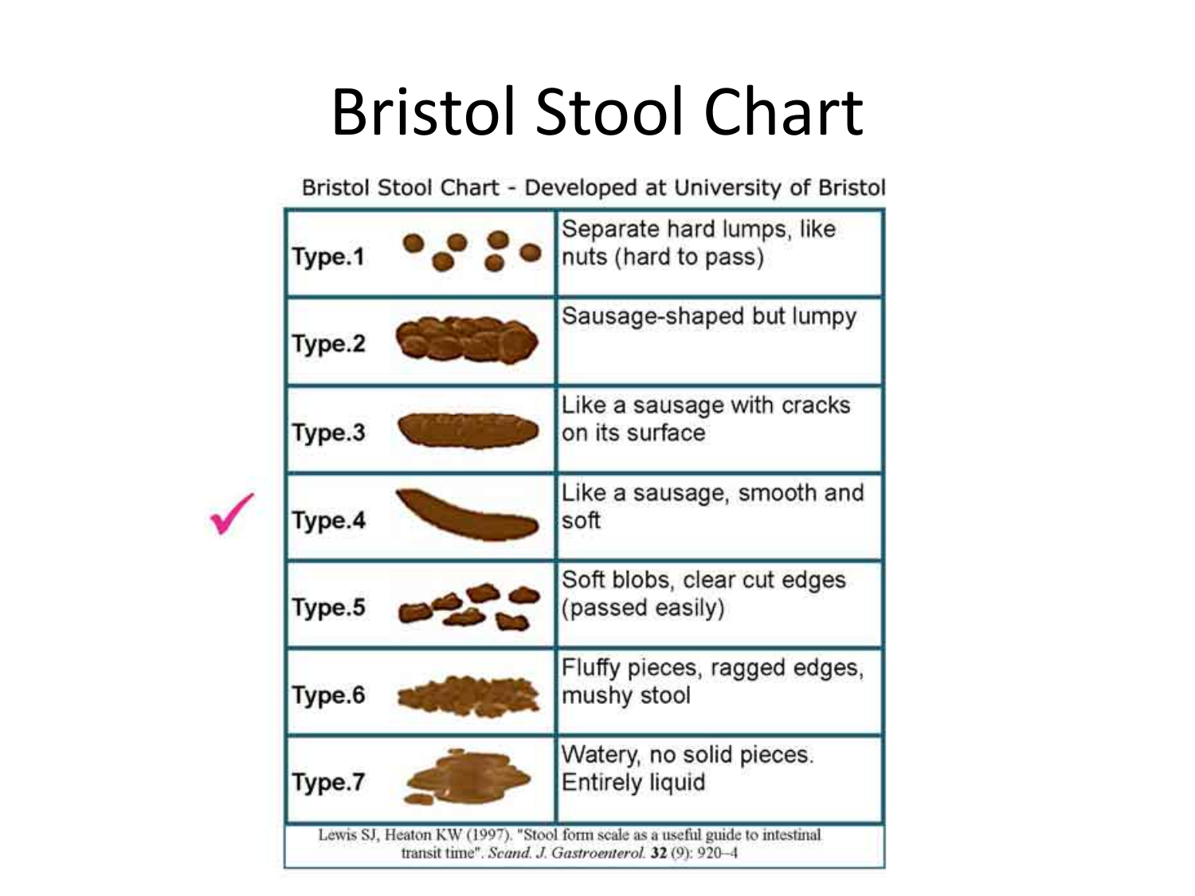# Bristol Stool Chart

Bristol Stool Chart - Developed at University of Bristol

| Type | Description |
| --- | --- |
| Type.1 | Separate hard lumps, like nuts (hard to pass) |
| Type.2 | Sausage-shaped but lumpy |
| Type.3 | Like a sausage with cracks on its surface |
| ✓ Type.4 | Like a sausage, smooth and soft |
| Type.5 | Soft blobs, clear cut edges (passed easily) |
| Type.6 | Fluffy pieces, ragged edges, mushy stool |
| Type.7 | Watery, no solid pieces. Entirely liquid |

Lewis SJ, Heaton KW (1997). "Stool form scale as a useful guide to intestinal transit time". *Scand. J. Gastroenterol.* **32** (9): 920–4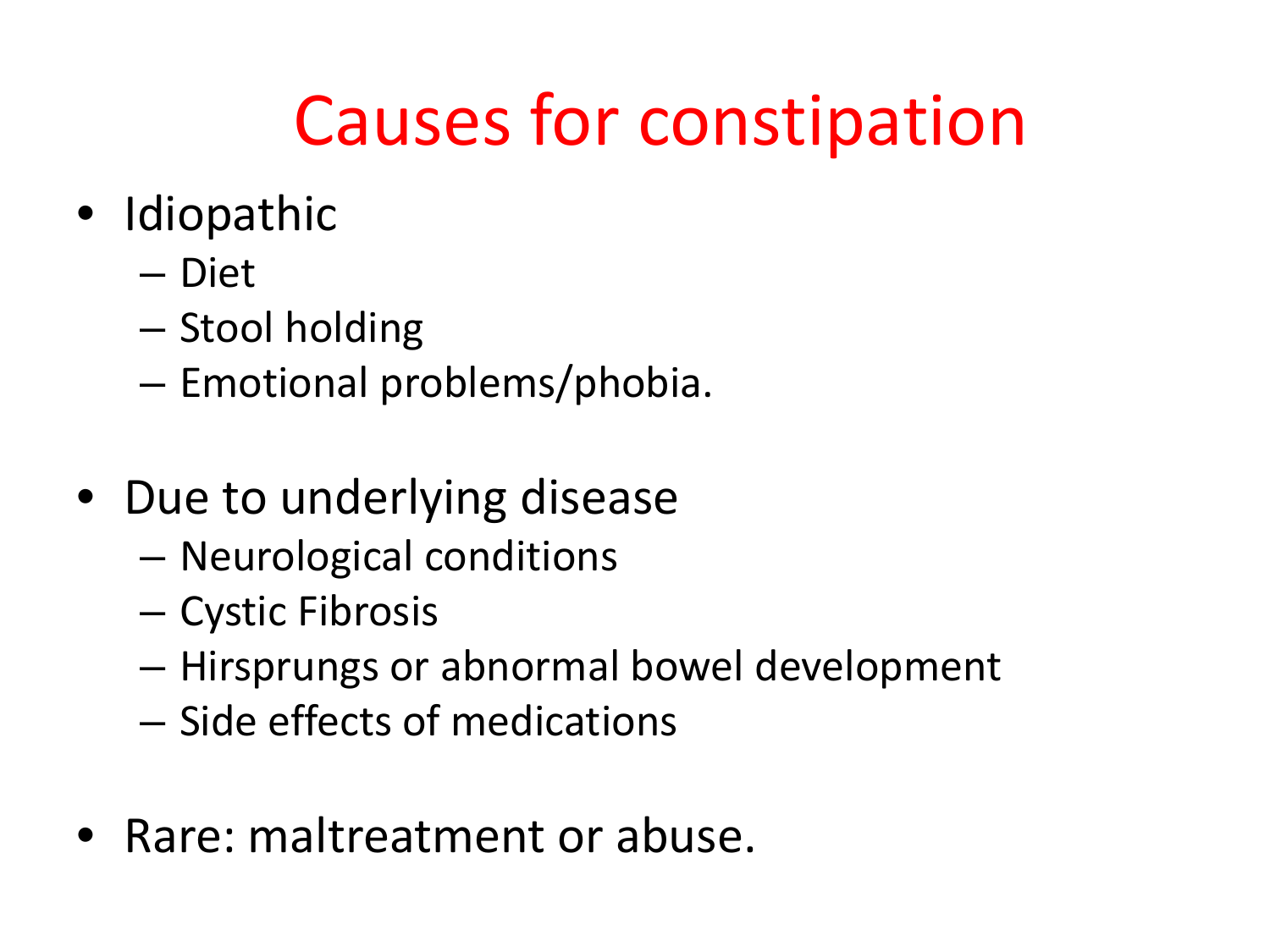# Causes for constipation

- Idiopathic
  - Diet
  - Stool holding
  - Emotional problems/phobia.
- Due to underlying disease
  - Neurological conditions
  - Cystic Fibrosis
  - Hirsprungs or abnormal bowel development
  - Side effects of medications
- Rare: maltreatment or abuse.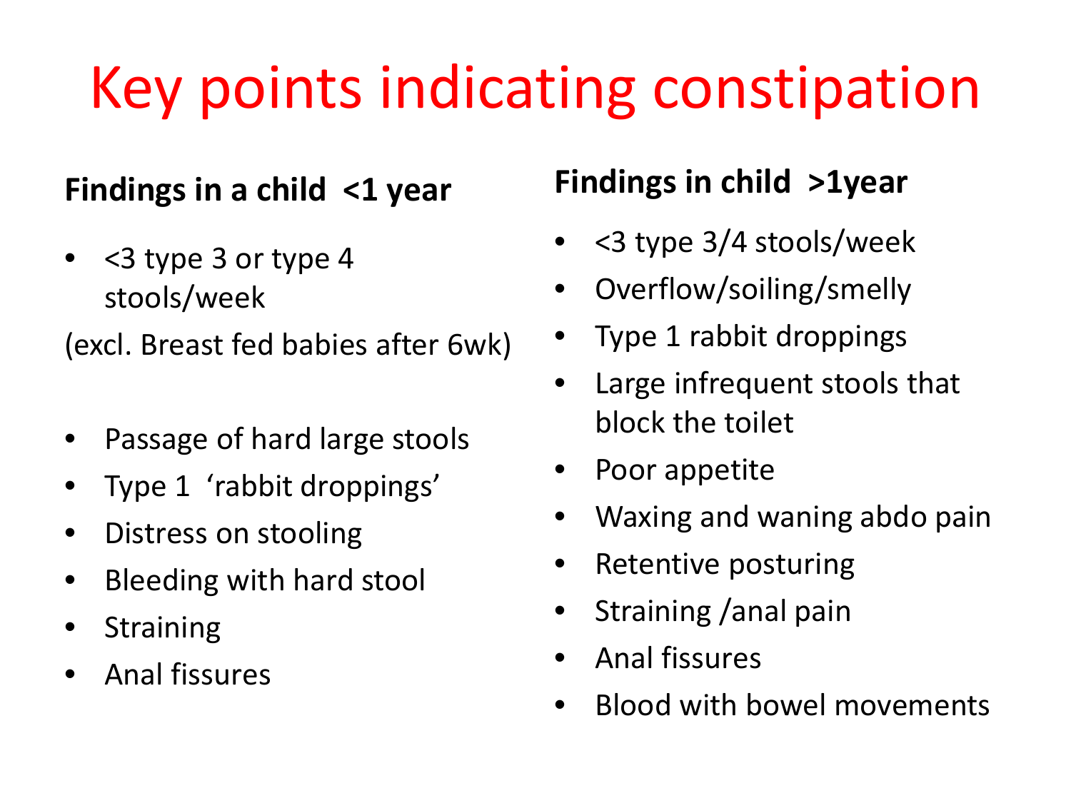# Key points indicating constipation

### Findings in a child <1 year

- <3 type 3 or type 4 stools/week

(excl. Breast fed babies after 6wk)

- Passage of hard large stools
- Type 1 'rabbit droppings'
- Distress on stooling
- Bleeding with hard stool
- Straining
- Anal fissures

### Findings in child >1year

- <3 type 3/4 stools/week
- Overflow/soiling/smelly
- Type 1 rabbit droppings
- Large infrequent stools that block the toilet
- Poor appetite
- Waxing and waning abdo pain
- Retentive posturing
- Straining /anal pain
- Anal fissures
- Blood with bowel movements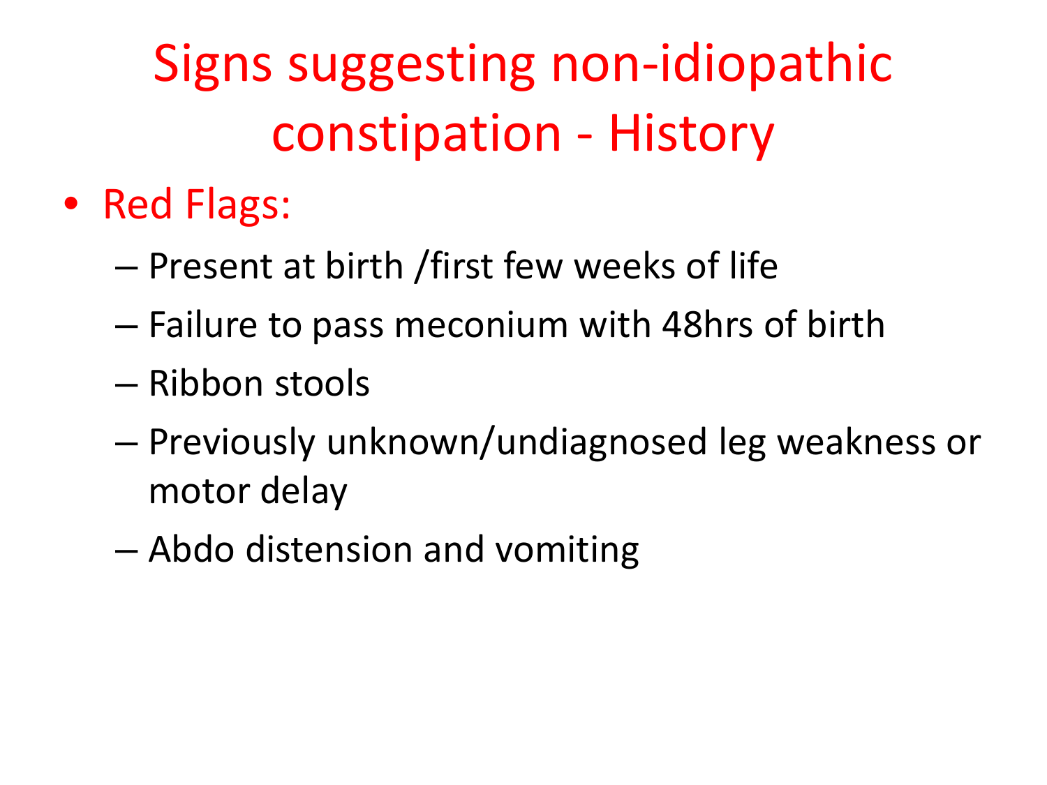# Signs suggesting non-idiopathic constipation - History

- Red Flags:
  - Present at birth /first few weeks of life
  - Failure to pass meconium with 48hrs of birth
  - Ribbon stools
  - Previously unknown/undiagnosed leg weakness or motor delay
  - Abdo distension and vomiting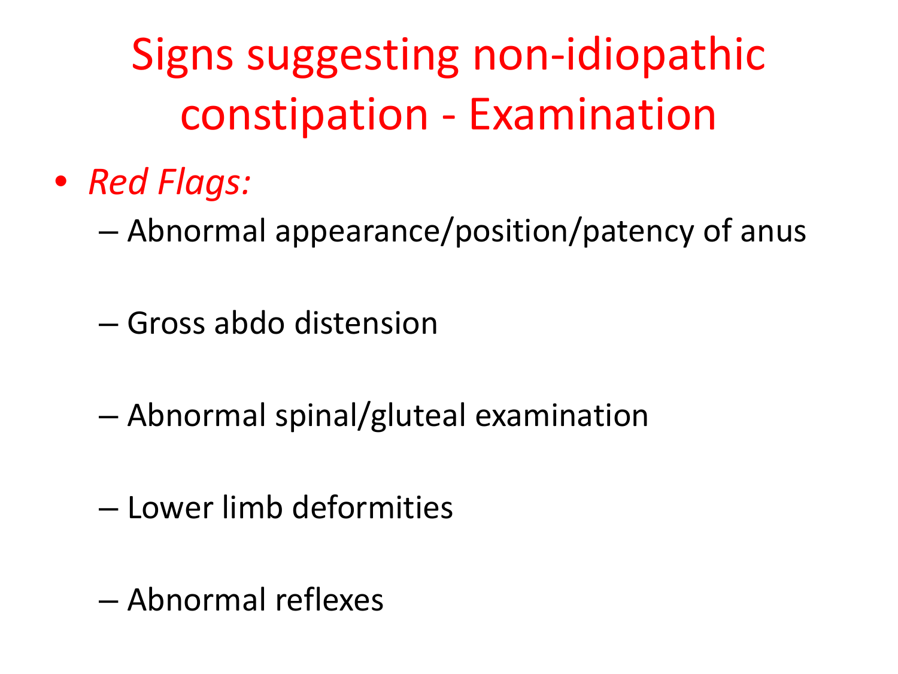# Signs suggesting non-idiopathic constipation - Examination

- *Red Flags:*
  - Abnormal appearance/position/patency of anus
  - Gross abdo distension
  - Abnormal spinal/gluteal examination
  - Lower limb deformities
  - Abnormal reflexes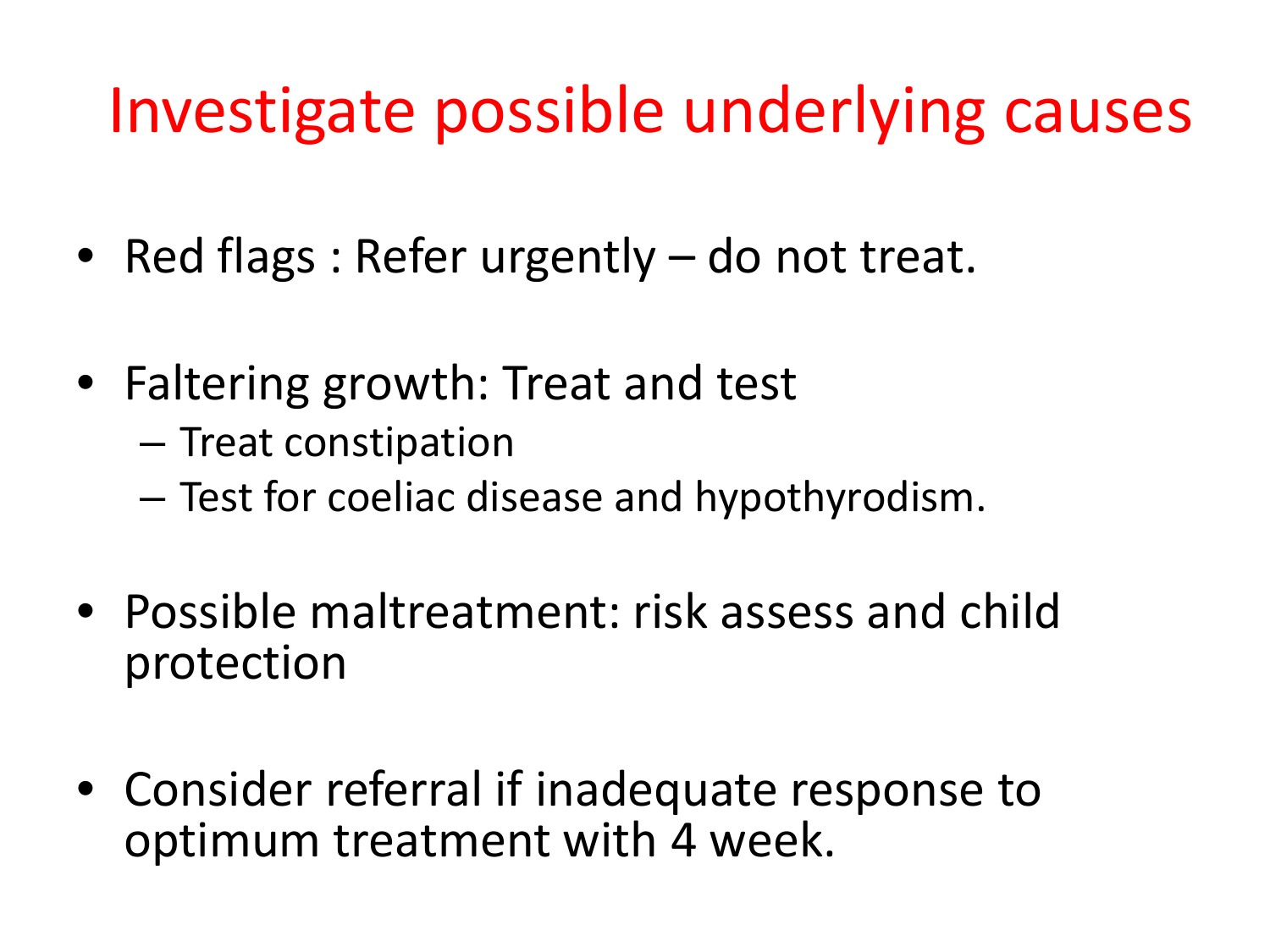# Investigate possible underlying causes

- Red flags : Refer urgently – do not treat.
- Faltering growth: Treat and test
  - Treat constipation
  - Test for coeliac disease and hypothyrodism.
- Possible maltreatment: risk assess and child protection
- Consider referral if inadequate response to optimum treatment with 4 week.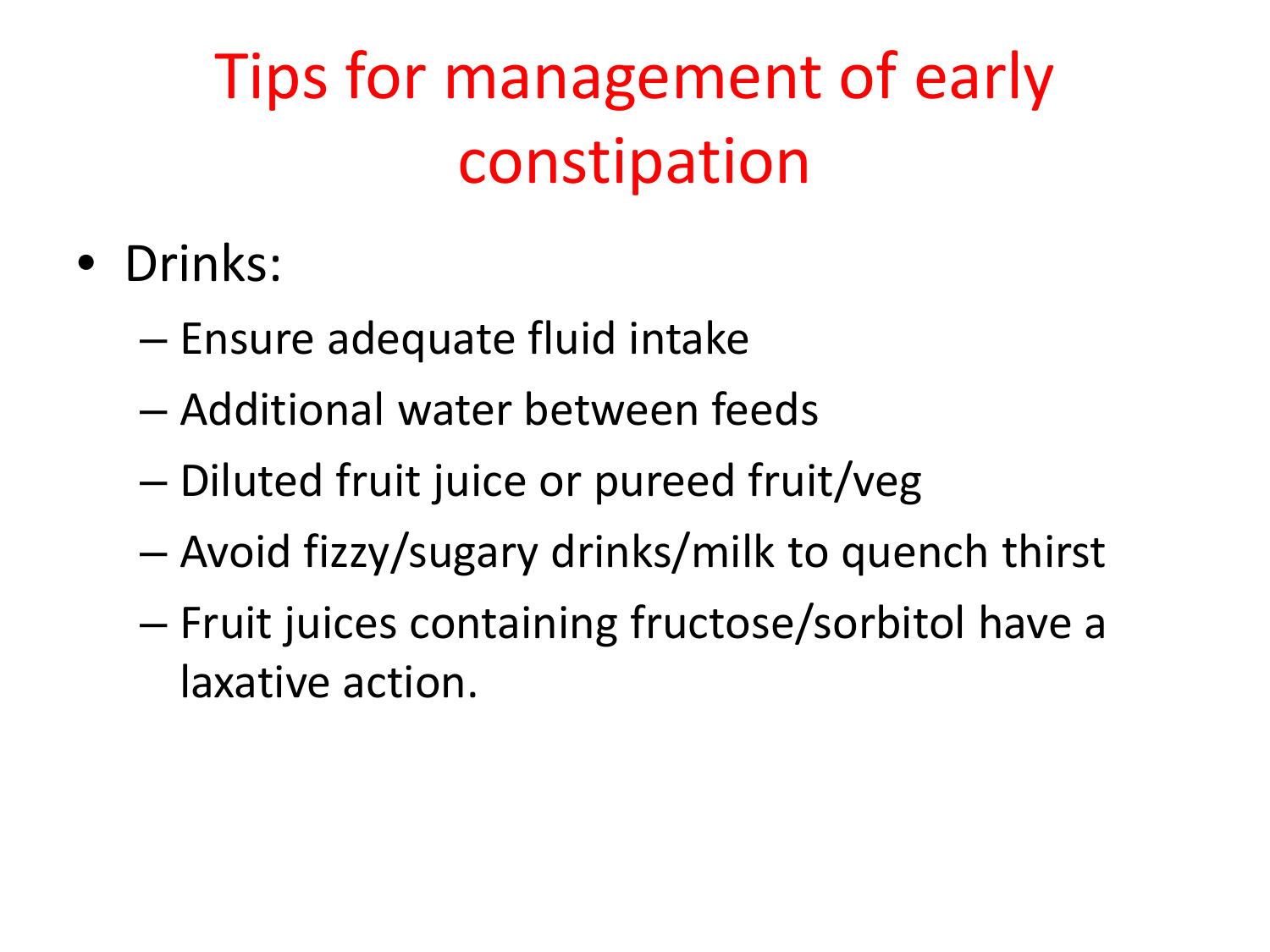# Tips for management of early constipation

- Drinks:
  - Ensure adequate fluid intake
  - Additional water between feeds
  - Diluted fruit juice or pureed fruit/veg
  - Avoid fizzy/sugary drinks/milk to quench thirst
  - Fruit juices containing fructose/sorbitol have a laxative action.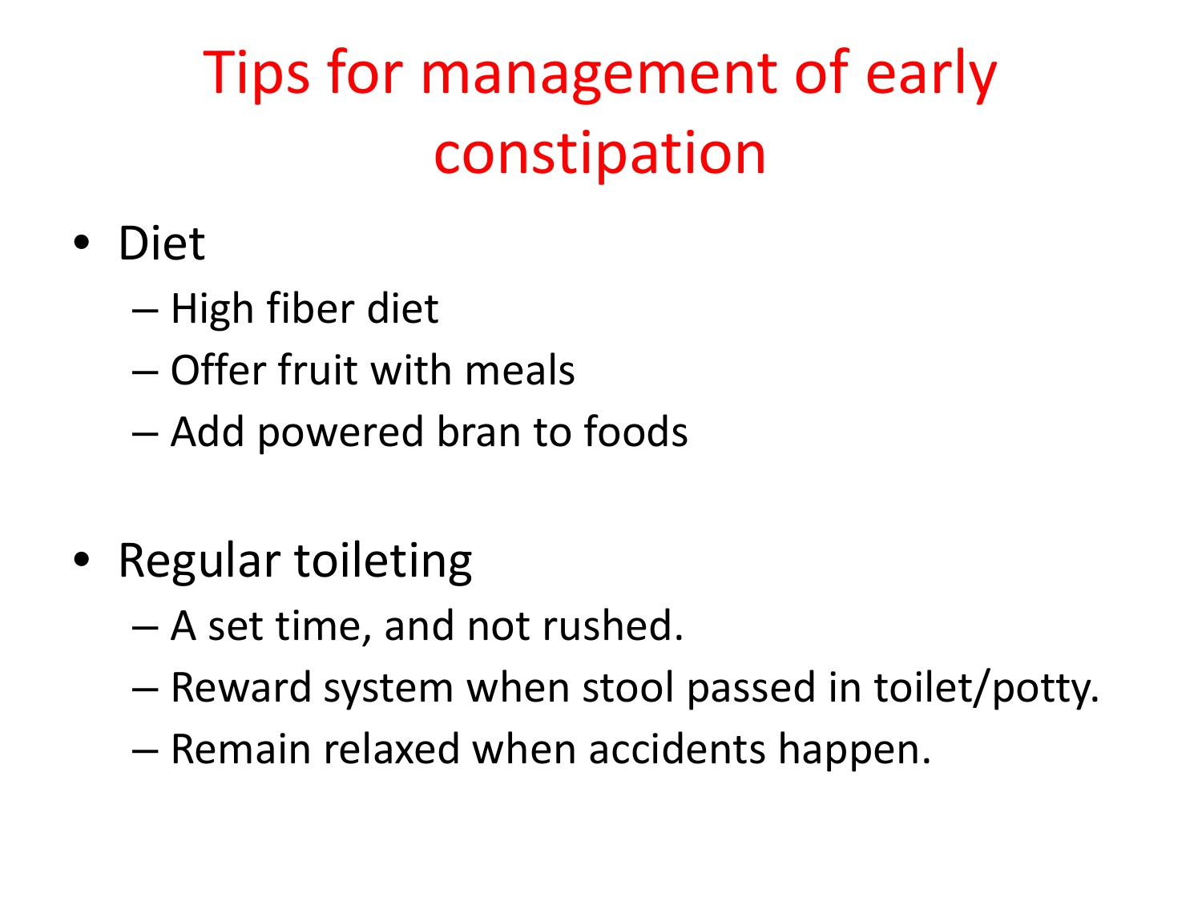# Tips for management of early constipation

- Diet
  - High fiber diet
  - Offer fruit with meals
  - Add powered bran to foods
- Regular toileting
  - A set time, and not rushed.
  - Reward system when stool passed in toilet/potty.
  - Remain relaxed when accidents happen.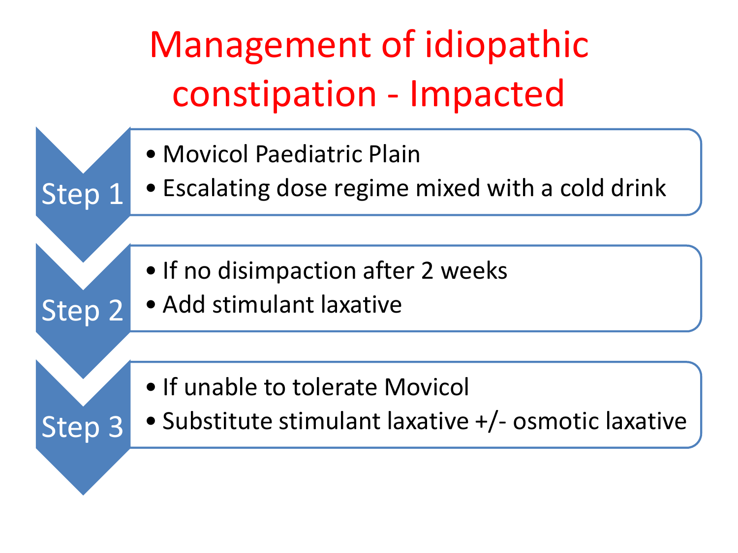# Management of idiopathic constipation - Impacted

**Step 1**

- Movicol Paediatric Plain
- Escalating dose regime mixed with a cold drink

**Step 2**

- If no disimpaction after 2 weeks
- Add stimulant laxative

**Step 3**

- If unable to tolerate Movicol
- Substitute stimulant laxative +/- osmotic laxative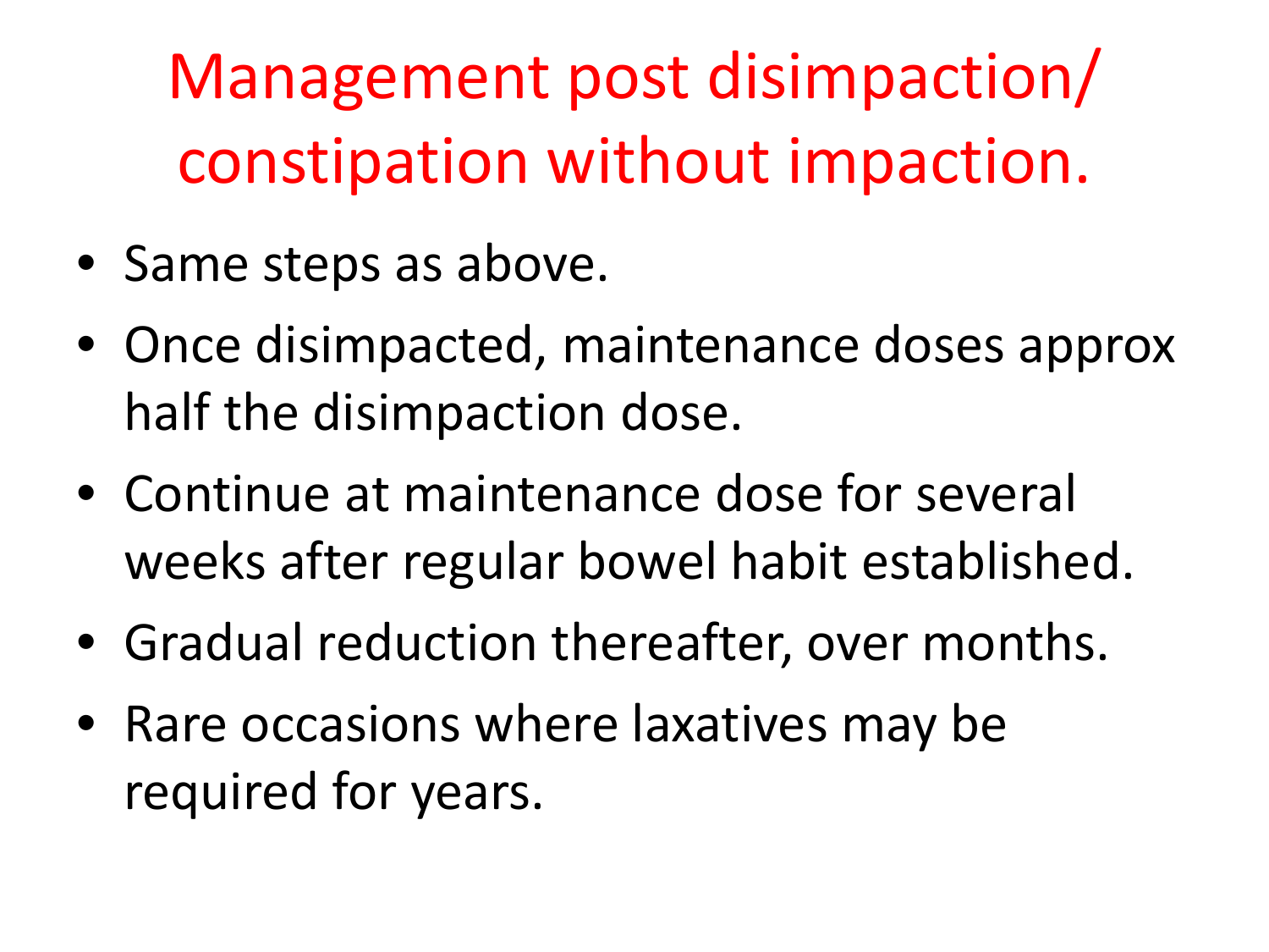# Management post disimpaction/ constipation without impaction.

- Same steps as above.
- Once disimpacted, maintenance doses approx half the disimpaction dose.
- Continue at maintenance dose for several weeks after regular bowel habit established.
- Gradual reduction thereafter, over months.
- Rare occasions where laxatives may be required for years.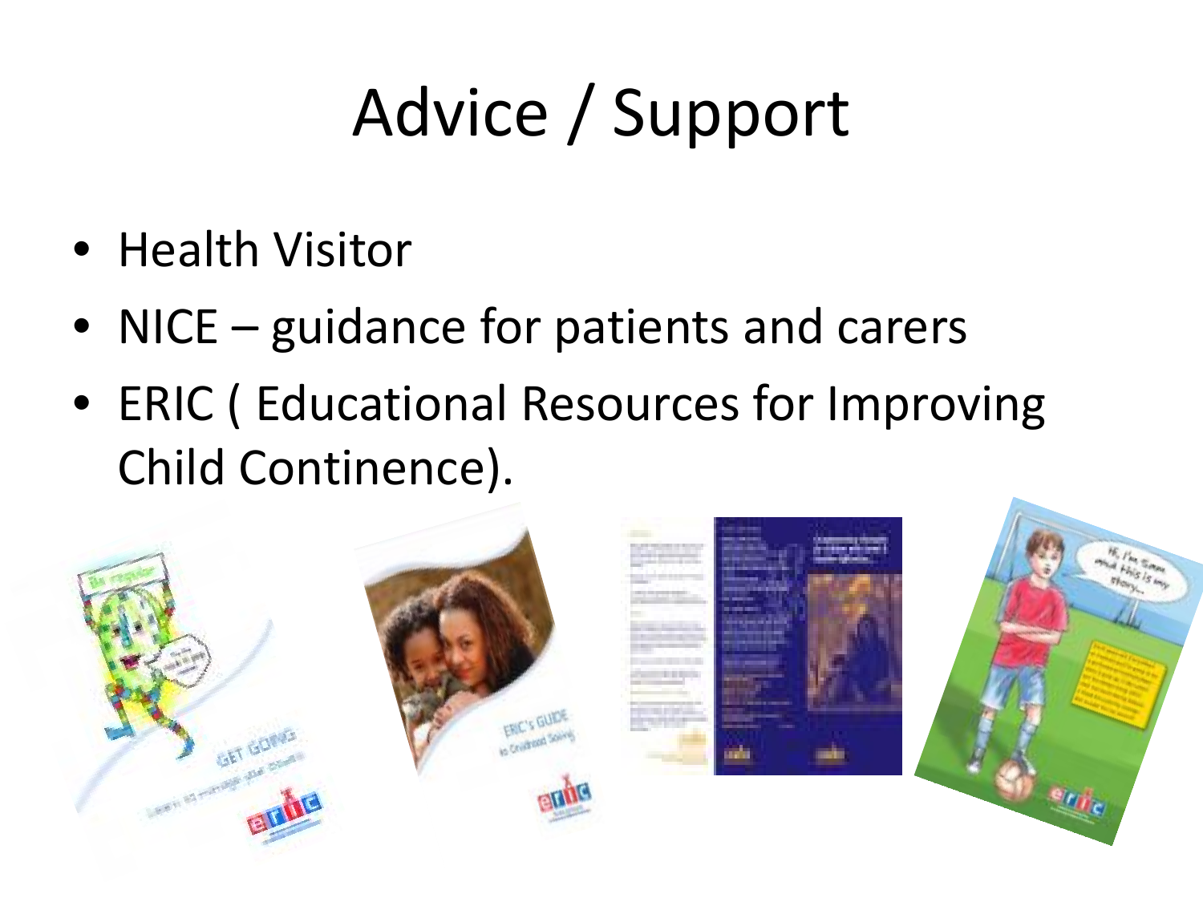# Advice / Support

- Health Visitor
- NICE – guidance for patients and carers
- ERIC ( Educational Resources for Improving Child Continence).